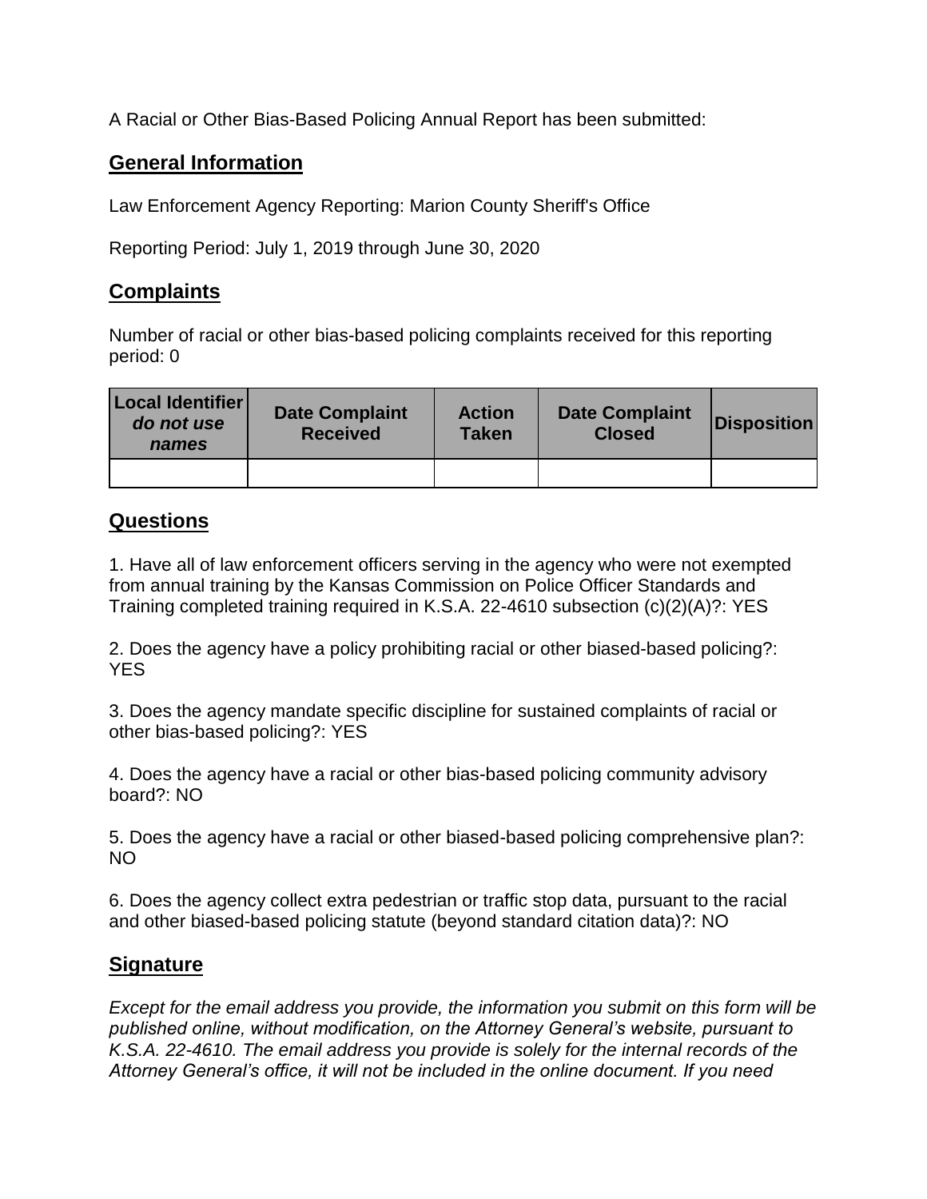A Racial or Other Bias-Based Policing Annual Report has been submitted:

## General Information

Law Enforcement Agency Reporting: Marion County Sheriff's Office

Reporting Period: July 1, 2019 through June 30, 2020

## Complaints

Number of racial or other bias-based policing complaints received for this reporting period: 0

| Local Identifier *do not use names* | Date Complaint Received | Action Taken | Date Complaint Closed | Disposition |
|---|---|---|---|---|
| | | | | |

## Questions

1. Have all of law enforcement officers serving in the agency who were not exempted from annual training by the Kansas Commission on Police Officer Standards and Training completed training required in K.S.A. 22-4610 subsection (c)(2)(A)?: YES

2. Does the agency have a policy prohibiting racial or other biased-based policing?: YES

3. Does the agency mandate specific discipline for sustained complaints of racial or other bias-based policing?: YES

4. Does the agency have a racial or other bias-based policing community advisory board?: NO

5. Does the agency have a racial or other biased-based policing comprehensive plan?: NO

6. Does the agency collect extra pedestrian or traffic stop data, pursuant to the racial and other biased-based policing statute (beyond standard citation data)?: NO

## Signature

*Except for the email address you provide, the information you submit on this form will be published online, without modification, on the Attorney General's website, pursuant to K.S.A. 22-4610. The email address you provide is solely for the internal records of the Attorney General's office, it will not be included in the online document. If you need*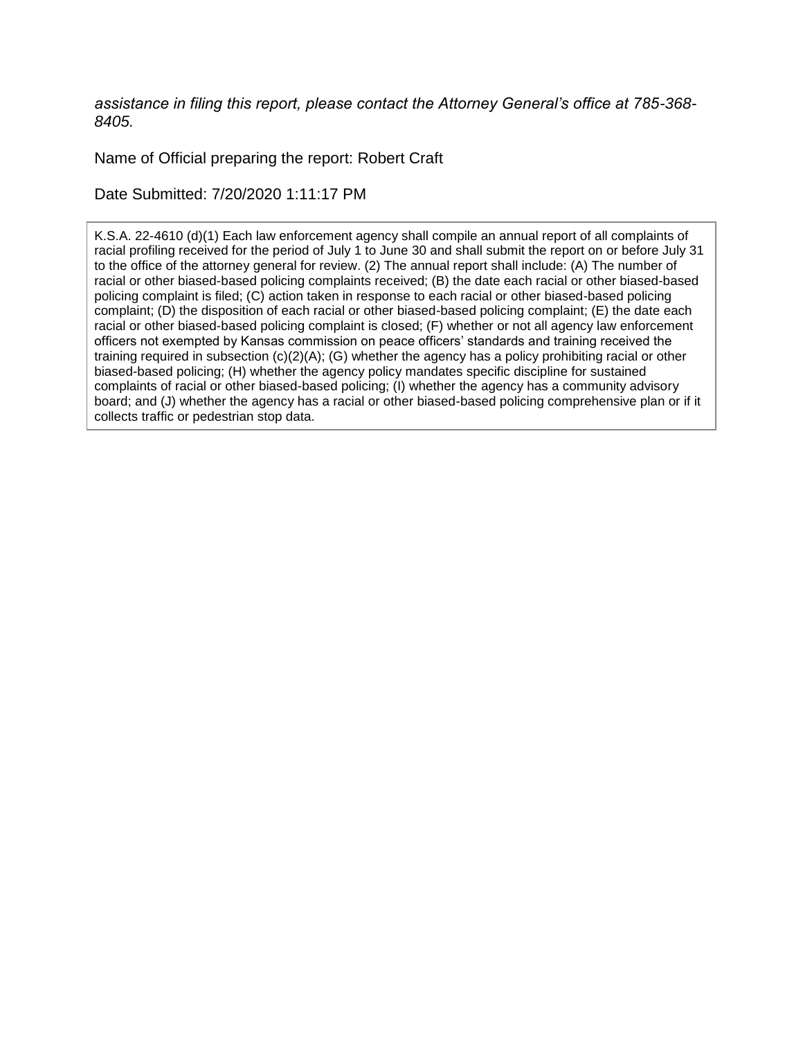*assistance in filing this report, please contact the Attorney General's office at 785-368-8405.*

Name of Official preparing the report: Robert Craft

Date Submitted: 7/20/2020 1:11:17 PM

K.S.A. 22-4610 (d)(1) Each law enforcement agency shall compile an annual report of all complaints of racial profiling received for the period of July 1 to June 30 and shall submit the report on or before July 31 to the office of the attorney general for review. (2) The annual report shall include: (A) The number of racial or other biased-based policing complaints received; (B) the date each racial or other biased-based policing complaint is filed; (C) action taken in response to each racial or other biased-based policing complaint; (D) the disposition of each racial or other biased-based policing complaint; (E) the date each racial or other biased-based policing complaint is closed; (F) whether or not all agency law enforcement officers not exempted by Kansas commission on peace officers' standards and training received the training required in subsection (c)(2)(A); (G) whether the agency has a policy prohibiting racial or other biased-based policing; (H) whether the agency policy mandates specific discipline for sustained complaints of racial or other biased-based policing; (I) whether the agency has a community advisory board; and (J) whether the agency has a racial or other biased-based policing comprehensive plan or if it collects traffic or pedestrian stop data.